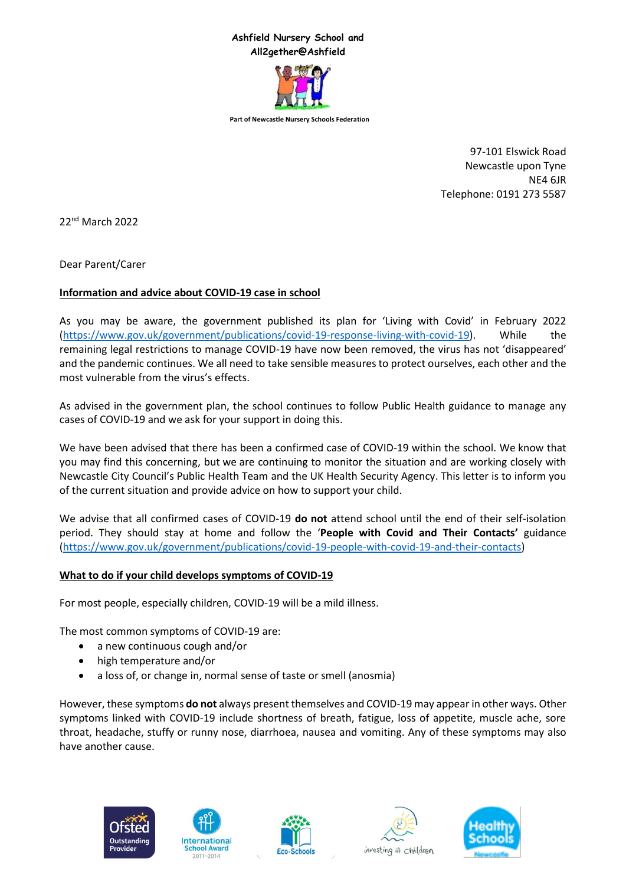**Ashfield Nursery School and**
**All2gether@Ashfield**

**Part of Newcastle Nursery Schools Federation**

97-101 Elswick Road
Newcastle upon Tyne
NE4 6JR
Telephone: 0191 273 5587

22nd March 2022

Dear Parent/Carer

**Information and advice about COVID-19 case in school**

As you may be aware, the government published its plan for 'Living with Covid' in February 2022 (https://www.gov.uk/government/publications/covid-19-response-living-with-covid-19). While the remaining legal restrictions to manage COVID-19 have now been removed, the virus has not 'disappeared' and the pandemic continues. We all need to take sensible measures to protect ourselves, each other and the most vulnerable from the virus's effects.

As advised in the government plan, the school continues to follow Public Health guidance to manage any cases of COVID-19 and we ask for your support in doing this.

We have been advised that there has been a confirmed case of COVID-19 within the school. We know that you may find this concerning, but we are continuing to monitor the situation and are working closely with Newcastle City Council's Public Health Team and the UK Health Security Agency. This letter is to inform you of the current situation and provide advice on how to support your child.

We advise that all confirmed cases of COVID-19 **do not** attend school until the end of their self-isolation period. They should stay at home and follow the '**People with Covid and Their Contacts'** guidance (https://www.gov.uk/government/publications/covid-19-people-with-covid-19-and-their-contacts)

**What to do if your child develops symptoms of COVID-19**

For most people, especially children, COVID-19 will be a mild illness.

The most common symptoms of COVID-19 are:

- a new continuous cough and/or
- high temperature and/or
- a loss of, or change in, normal sense of taste or smell (anosmia)

However, these symptoms **do not** always present themselves and COVID-19 may appear in other ways. Other symptoms linked with COVID-19 include shortness of breath, fatigue, loss of appetite, muscle ache, sore throat, headache, stuffy or runny nose, diarrhoea, nausea and vomiting. Any of these symptoms may also have another cause.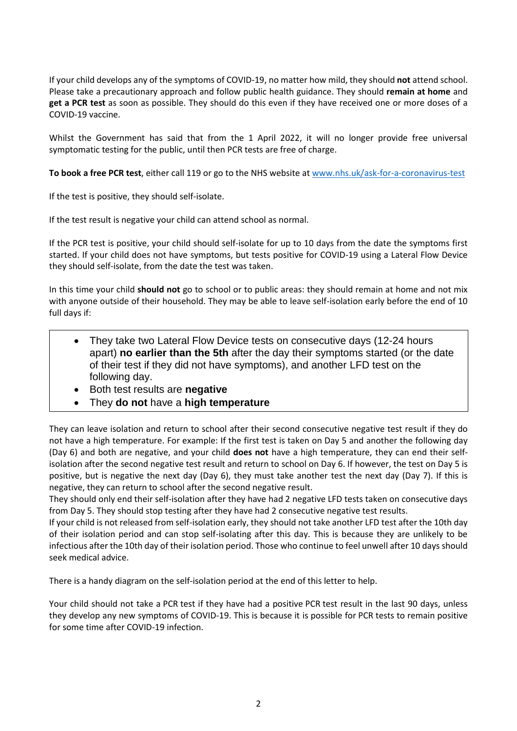If your child develops any of the symptoms of COVID-19, no matter how mild, they should **not** attend school. Please take a precautionary approach and follow public health guidance. They should **remain at home** and **get a PCR test** as soon as possible. They should do this even if they have received one or more doses of a COVID-19 vaccine.

Whilst the Government has said that from the 1 April 2022, it will no longer provide free universal symptomatic testing for the public, until then PCR tests are free of charge.

**To book a free PCR test**, either call 119 or go to the NHS website at [www.nhs.uk/ask-for-a-coronavirus-test](www.nhs.uk/ask-for-a-coronavirus-test)

If the test is positive, they should self-isolate.

If the test result is negative your child can attend school as normal.

If the PCR test is positive, your child should self-isolate for up to 10 days from the date the symptoms first started. If your child does not have symptoms, but tests positive for COVID-19 using a Lateral Flow Device they should self-isolate, from the date the test was taken.

In this time your child **should not** go to school or to public areas: they should remain at home and not mix with anyone outside of their household. They may be able to leave self-isolation early before the end of 10 full days if:

- They take two Lateral Flow Device tests on consecutive days (12-24 hours apart) **no earlier than the 5th** after the day their symptoms started (or the date of their test if they did not have symptoms), and another LFD test on the following day.
- Both test results are **negative**
- They **do not** have a **high temperature**

They can leave isolation and return to school after their second consecutive negative test result if they do not have a high temperature. For example: If the first test is taken on Day 5 and another the following day (Day 6) and both are negative, and your child **does not** have a high temperature, they can end their self-isolation after the second negative test result and return to school on Day 6. If however, the test on Day 5 is positive, but is negative the next day (Day 6), they must take another test the next day (Day 7). If this is negative, they can return to school after the second negative result.

They should only end their self-isolation after they have had 2 negative LFD tests taken on consecutive days from Day 5. They should stop testing after they have had 2 consecutive negative test results.

If your child is not released from self-isolation early, they should not take another LFD test after the 10th day of their isolation period and can stop self-isolating after this day. This is because they are unlikely to be infectious after the 10th day of their isolation period. Those who continue to feel unwell after 10 days should seek medical advice.

There is a handy diagram on the self-isolation period at the end of this letter to help.

Your child should not take a PCR test if they have had a positive PCR test result in the last 90 days, unless they develop any new symptoms of COVID-19. This is because it is possible for PCR tests to remain positive for some time after COVID-19 infection.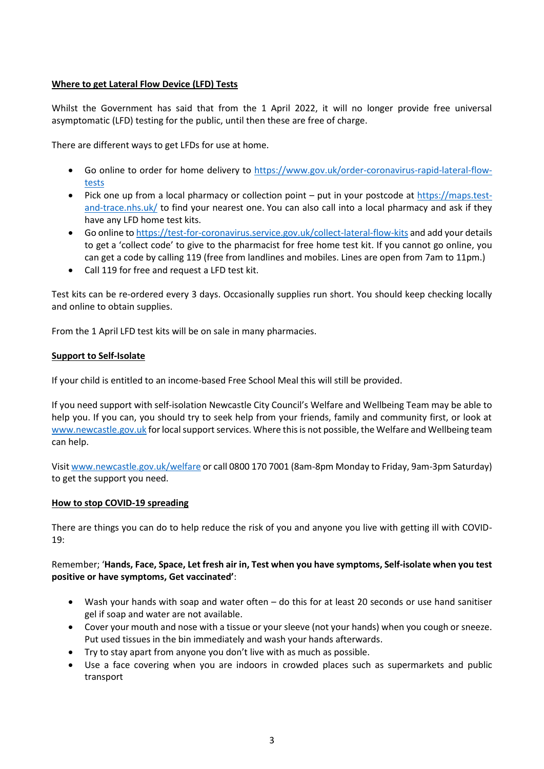## Where to get Lateral Flow Device (LFD) Tests

Whilst the Government has said that from the 1 April 2022, it will no longer provide free universal asymptomatic (LFD) testing for the public, until then these are free of charge.

There are different ways to get LFDs for use at home.

- Go online to order for home delivery to [https://www.gov.uk/order-coronavirus-rapid-lateral-flow-tests](https://www.gov.uk/order-coronavirus-rapid-lateral-flow-tests)
- Pick one up from a local pharmacy or collection point – put in your postcode at [https://maps.test-and-trace.nhs.uk/](https://maps.test-and-trace.nhs.uk/) to find your nearest one. You can also call into a local pharmacy and ask if they have any LFD home test kits.
- Go online to [https://test-for-coronavirus.service.gov.uk/collect-lateral-flow-kits](https://test-for-coronavirus.service.gov.uk/collect-lateral-flow-kits) and add your details to get a 'collect code' to give to the pharmacist for free home test kit. If you cannot go online, you can get a code by calling 119 (free from landlines and mobiles. Lines are open from 7am to 11pm.)
- Call 119 for free and request a LFD test kit.

Test kits can be re-ordered every 3 days. Occasionally supplies run short. You should keep checking locally and online to obtain supplies.

From the 1 April LFD test kits will be on sale in many pharmacies.

## Support to Self-Isolate

If your child is entitled to an income-based Free School Meal this will still be provided.

If you need support with self-isolation Newcastle City Council's Welfare and Wellbeing Team may be able to help you. If you can, you should try to seek help from your friends, family and community first, or look at [www.newcastle.gov.uk](http://www.newcastle.gov.uk) for local support services. Where this is not possible, the Welfare and Wellbeing team can help.

Visit [www.newcastle.gov.uk/welfare](http://www.newcastle.gov.uk/welfare) or call 0800 170 7001 (8am-8pm Monday to Friday, 9am-3pm Saturday) to get the support you need.

## How to stop COVID-19 spreading

There are things you can do to help reduce the risk of you and anyone you live with getting ill with COVID-19:

Remember; '**Hands, Face, Space, Let fresh air in, Test when you have symptoms, Self-isolate when you test positive or have symptoms, Get vaccinated'**:

- Wash your hands with soap and water often – do this for at least 20 seconds or use hand sanitiser gel if soap and water are not available.
- Cover your mouth and nose with a tissue or your sleeve (not your hands) when you cough or sneeze. Put used tissues in the bin immediately and wash your hands afterwards.
- Try to stay apart from anyone you don't live with as much as possible.
- Use a face covering when you are indoors in crowded places such as supermarkets and public transport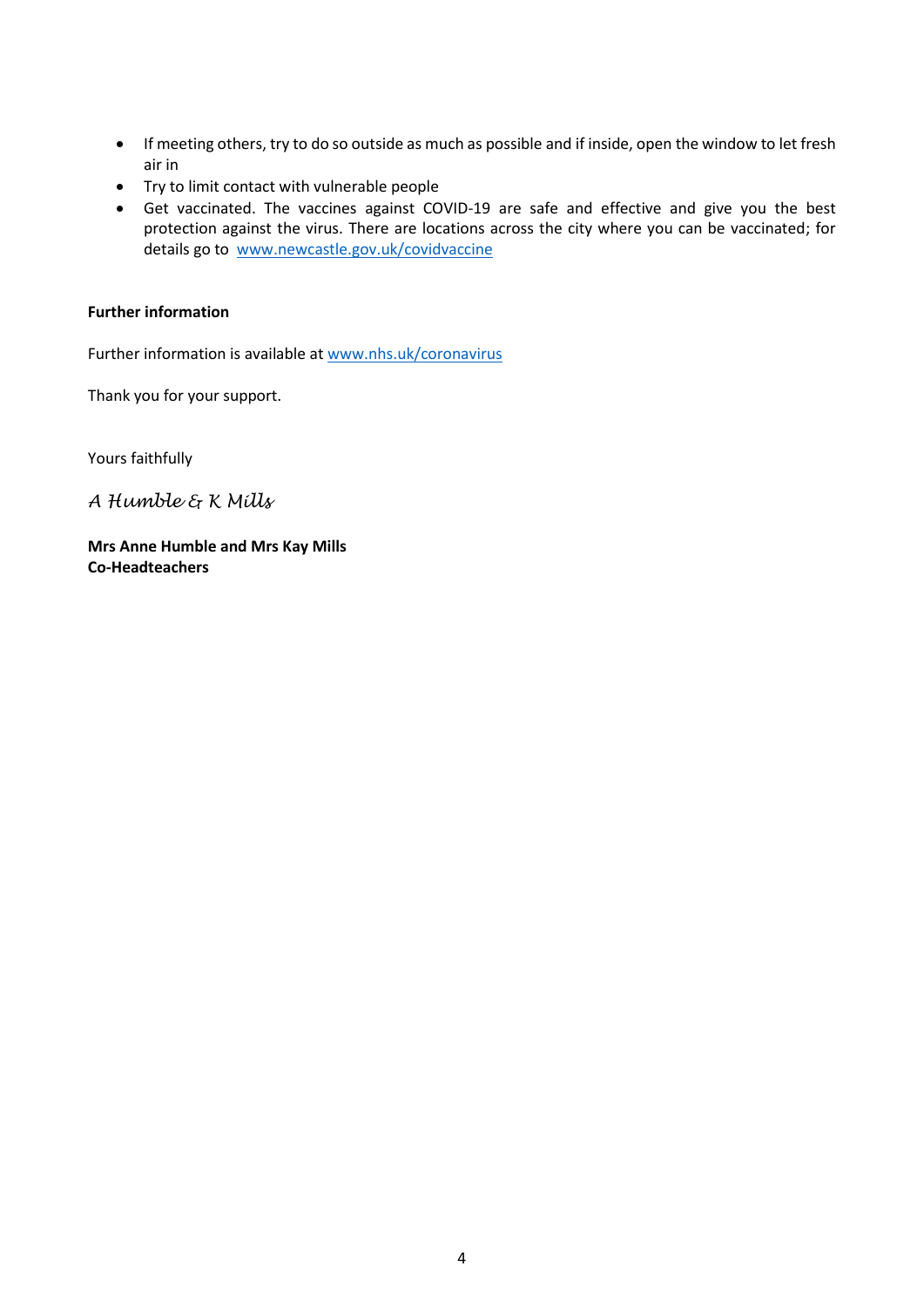- If meeting others, try to do so outside as much as possible and if inside, open the window to let fresh air in
- Try to limit contact with vulnerable people
- Get vaccinated. The vaccines against COVID-19 are safe and effective and give you the best protection against the virus. There are locations across the city where you can be vaccinated; for details go to [www.newcastle.gov.uk/covidvaccine](http://www.newcastle.gov.uk/covidvaccine)

**Further information**

Further information is available at [www.nhs.uk/coronavirus](http://www.nhs.uk/coronavirus)

Thank you for your support.

Yours faithfully

*A Humble & K Mills*

**Mrs Anne Humble and Mrs Kay Mills**
**Co-Headteachers**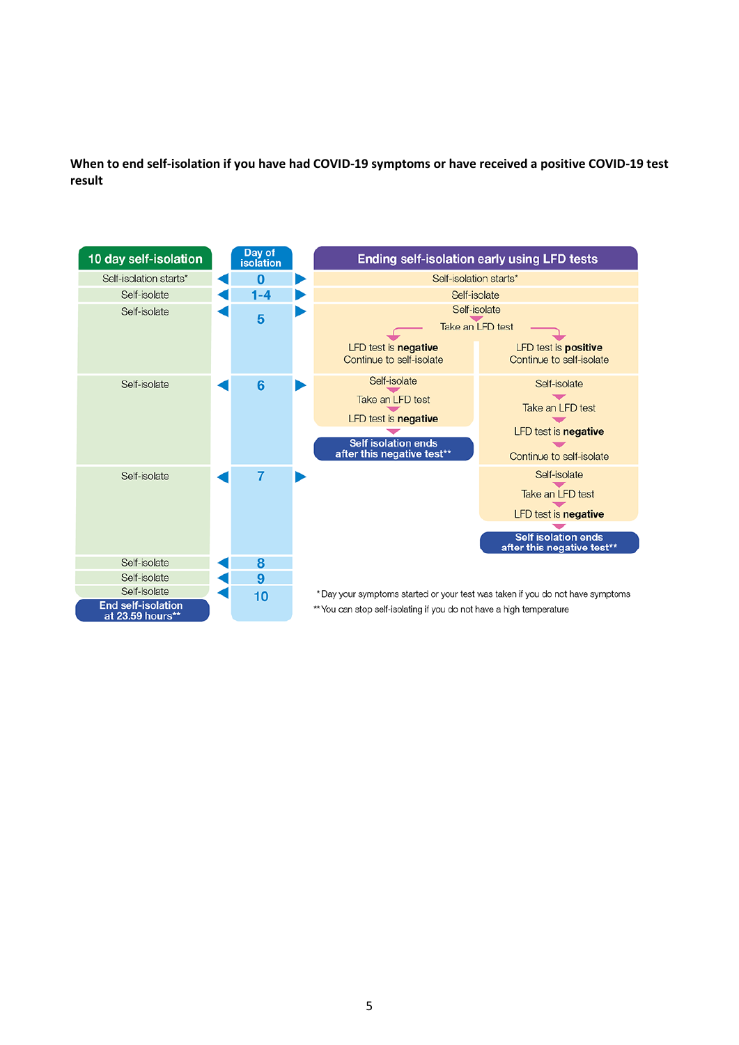**When to end self-isolation if you have had COVID-19 symptoms or have received a positive COVID-19 test result**

10 day self-isolation

Day of isolation

Ending self-isolation early using LFD tests

Self-isolation starts*

0

Self-isolation starts*

Self-isolate

1-4

Self-isolate

Self-isolate

5

Self-isolate

Take an LFD test

LFD test is **negative**
Continue to self-isolate

LFD test is **positive**
Continue to self-isolate

Self-isolate

6

Self-isolate

Take an LFD test

LFD test is **negative**

Self isolation ends after this negative test**

Self-isolate

Take an LFD test

LFD test is **negative**

Continue to self-isolate

Self-isolate

7

Self-isolate

Take an LFD test

LFD test is **negative**

Self isolation ends after this negative test**

Self-isolate

8

Self-isolate

9

Self-isolate

10

End self-isolation at 23.59 hours**

* Day your symptoms started or your test was taken if you do not have symptoms

** You can stop self-isolating if you do not have a high temperature